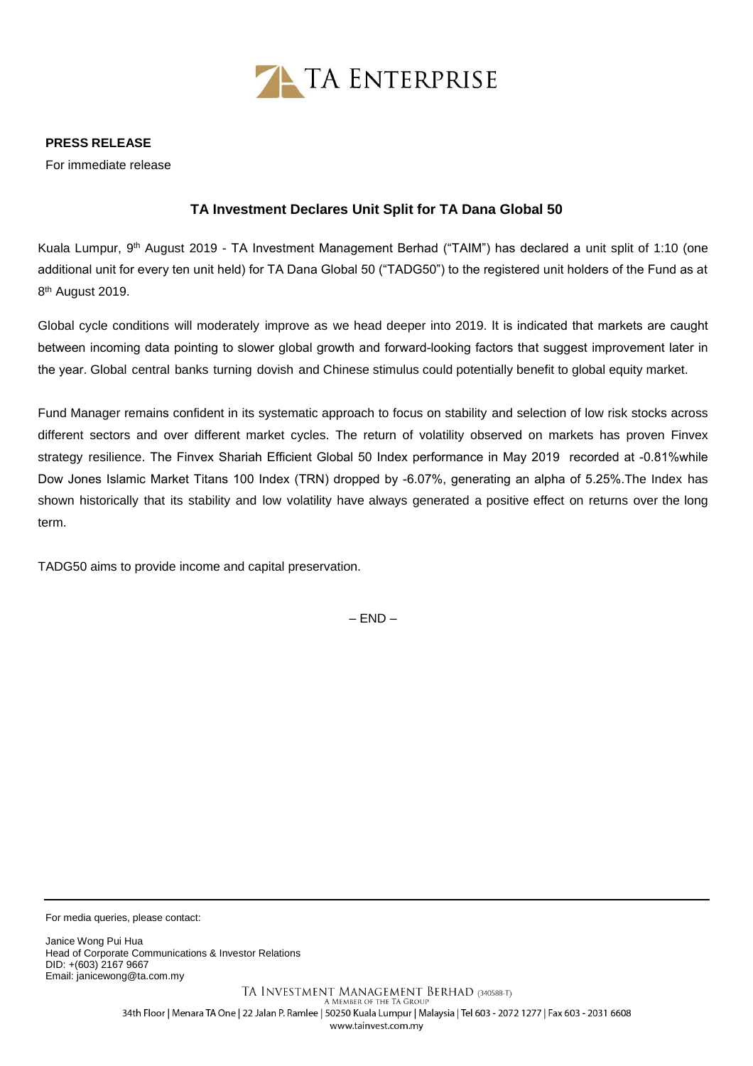TA ENTERPRISE

**PRESS RELEASE**

For immediate release

## TA Investment Declares Unit Split for TA Dana Global 50

Kuala Lumpur, 9th August 2019 - TA Investment Management Berhad ("TAIM") has declared a unit split of 1:10 (one additional unit for every ten unit held) for TA Dana Global 50 ("TADG50") to the registered unit holders of the Fund as at 8th August 2019.

Global cycle conditions will moderately improve as we head deeper into 2019. It is indicated that markets are caught between incoming data pointing to slower global growth and forward-looking factors that suggest improvement later in the year. Global central banks turning dovish and Chinese stimulus could potentially benefit to global equity market.

Fund Manager remains confident in its systematic approach to focus on stability and selection of low risk stocks across different sectors and over different market cycles. The return of volatility observed on markets has proven Finvex strategy resilience. The Finvex Shariah Efficient Global 50 Index performance in May 2019 recorded at -0.81%while Dow Jones Islamic Market Titans 100 Index (TRN) dropped by -6.07%, generating an alpha of 5.25%.The Index has shown historically that its stability and low volatility have always generated a positive effect on returns over the long term.

TADG50 aims to provide income and capital preservation.

– END –

---

For media queries, please contact:

Janice Wong Pui Hua
Head of Corporate Communications & Investor Relations
DID: +(603) 2167 9667
Email: janicewong@ta.com.my

TA INVESTMENT MANAGEMENT BERHAD (340588-T)
A MEMBER OF THE TA GROUP
34th Floor | Menara TA One | 22 Jalan P. Ramlee | 50250 Kuala Lumpur | Malaysia | Tel 603 - 2072 1277 | Fax 603 - 2031 6608
www.tainvest.com.my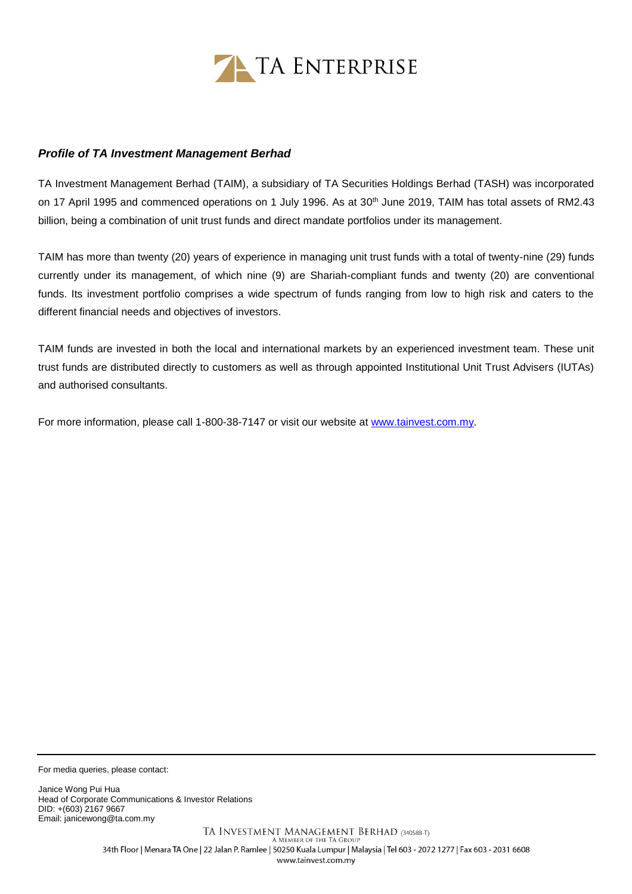### ***Profile of TA Investment Management Berhad***

TA Investment Management Berhad (TAIM), a subsidiary of TA Securities Holdings Berhad (TASH) was incorporated on 17 April 1995 and commenced operations on 1 July 1996. As at 30th June 2019, TAIM has total assets of RM2.43 billion, being a combination of unit trust funds and direct mandate portfolios under its management.

TAIM has more than twenty (20) years of experience in managing unit trust funds with a total of twenty-nine (29) funds currently under its management, of which nine (9) are Shariah-compliant funds and twenty (20) are conventional funds. Its investment portfolio comprises a wide spectrum of funds ranging from low to high risk and caters to the different financial needs and objectives of investors.

TAIM funds are invested in both the local and international markets by an experienced investment team. These unit trust funds are distributed directly to customers as well as through appointed Institutional Unit Trust Advisers (IUTAs) and authorised consultants.

For more information, please call 1-800-38-7147 or visit our website at www.tainvest.com.my.

---

For media queries, please contact:

Janice Wong Pui Hua
Head of Corporate Communications & Investor Relations
DID: +(603) 2167 9667
Email: janicewong@ta.com.my

TA INVESTMENT MANAGEMENT BERHAD (340588-T)
A MEMBER OF THE TA GROUP
34th Floor | Menara TA One | 22 Jalan P. Ramlee | 50250 Kuala Lumpur | Malaysia | Tel 603 - 2072 1277 | Fax 603 - 2031 6608
www.tainvest.com.my